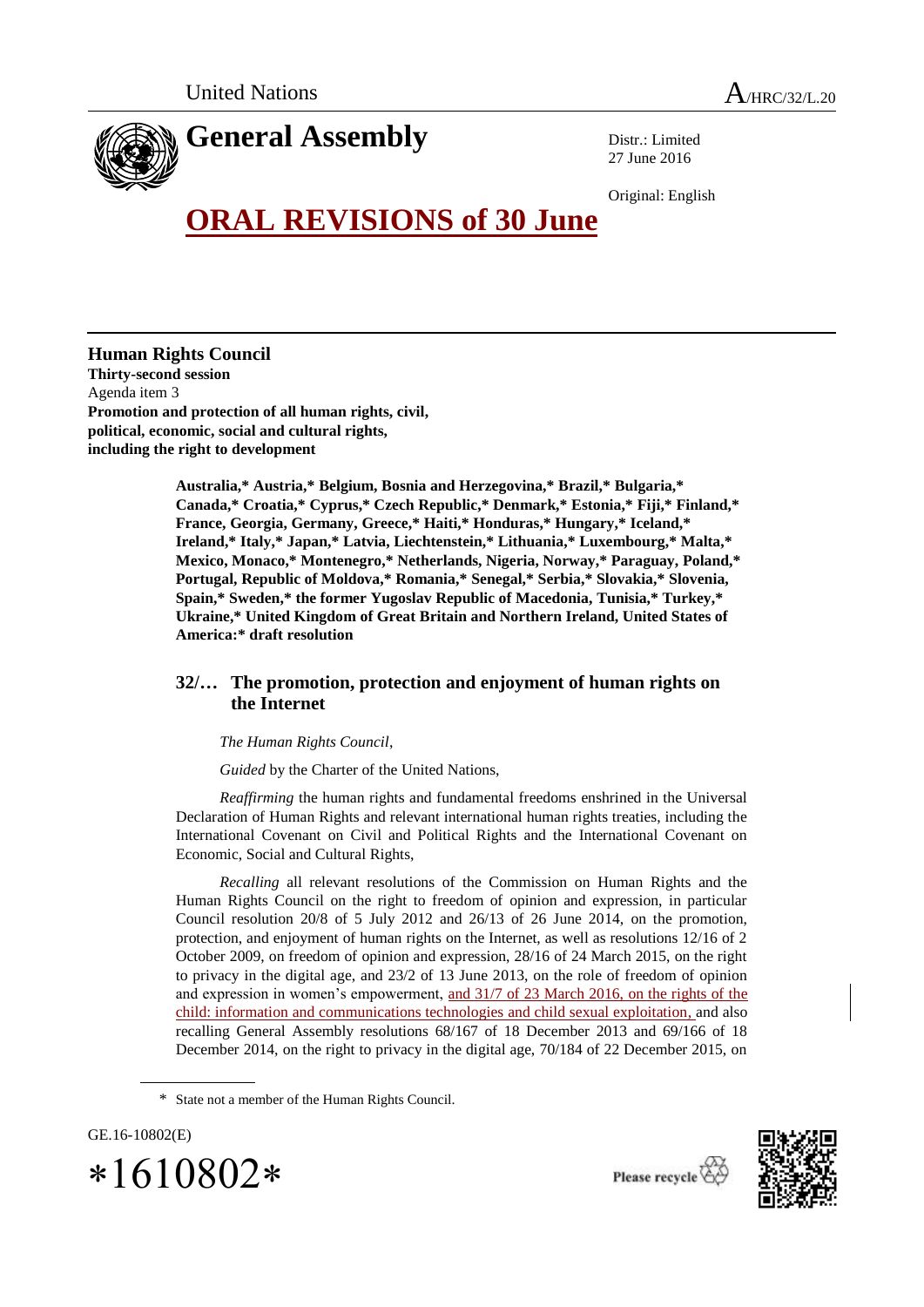United Nations A/HRC/32/L.20

# General Assembly

Distr.: Limited
27 June 2016

Original: English

# ORAL REVISIONS of 30 June

**Human Rights Council**
**Thirty-second session**
Agenda item 3
**Promotion and protection of all human rights, civil, political, economic, social and cultural rights, including the right to development**

**Australia,* Austria,* Belgium, Bosnia and Herzegovina,* Brazil,* Bulgaria,* Canada,* Croatia,* Cyprus,* Czech Republic,* Denmark,* Estonia,* Fiji,* Finland,* France, Georgia, Germany, Greece,* Haiti,* Honduras,* Hungary,* Iceland,* Ireland,* Italy,* Japan,* Latvia, Liechtenstein,* Lithuania,* Luxembourg,* Malta,* Mexico, Monaco,* Montenegro,* Netherlands, Nigeria, Norway,* Paraguay, Poland,* Portugal, Republic of Moldova,* Romania,* Senegal,* Serbia,* Slovakia,* Slovenia, Spain,* Sweden,* the former Yugoslav Republic of Macedonia, Tunisia,* Turkey,* Ukraine,* United Kingdom of Great Britain and Northern Ireland, United States of America:* draft resolution**

## 32/… The promotion, protection and enjoyment of human rights on the Internet

*The Human Rights Council*,

*Guided* by the Charter of the United Nations,

*Reaffirming* the human rights and fundamental freedoms enshrined in the Universal Declaration of Human Rights and relevant international human rights treaties, including the International Covenant on Civil and Political Rights and the International Covenant on Economic, Social and Cultural Rights,

*Recalling* all relevant resolutions of the Commission on Human Rights and the Human Rights Council on the right to freedom of opinion and expression, in particular Council resolution 20/8 of 5 July 2012 and 26/13 of 26 June 2014, on the promotion, protection, and enjoyment of human rights on the Internet, as well as resolutions 12/16 of 2 October 2009, on freedom of opinion and expression, 28/16 of 24 March 2015, on the right to privacy in the digital age, and 23/2 of 13 June 2013, on the role of freedom of opinion and expression in women's empowerment, and 31/7 of 23 March 2016, on the rights of the child: information and communications technologies and child sexual exploitation, and also recalling General Assembly resolutions 68/167 of 18 December 2013 and 69/166 of 18 December 2014, on the right to privacy in the digital age, 70/184 of 22 December 2015, on

\* State not a member of the Human Rights Council.

GE.16-10802(E)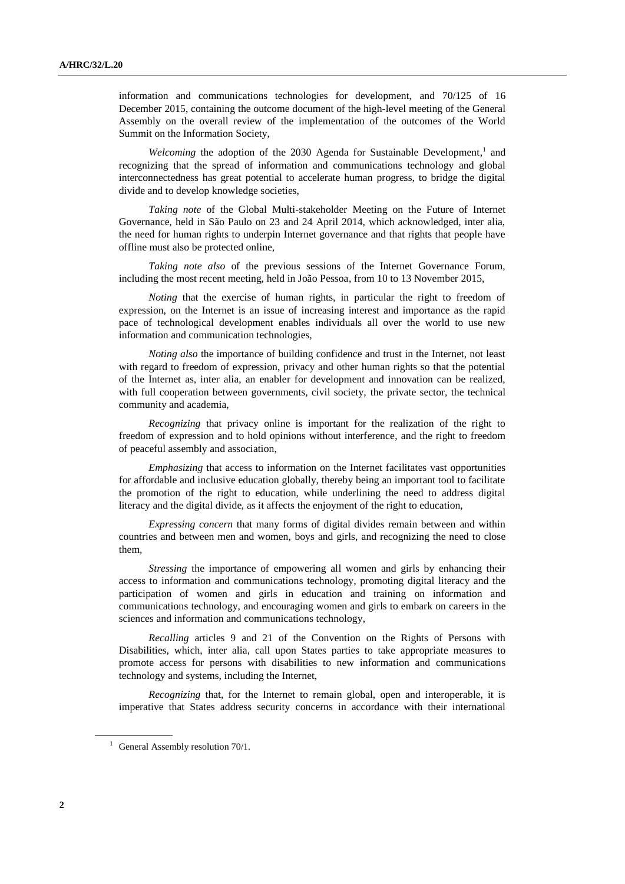information and communications technologies for development, and 70/125 of 16 December 2015, containing the outcome document of the high-level meeting of the General Assembly on the overall review of the implementation of the outcomes of the World Summit on the Information Society,

*Welcoming* the adoption of the 2030 Agenda for Sustainable Development,[1] and recognizing that the spread of information and communications technology and global interconnectedness has great potential to accelerate human progress, to bridge the digital divide and to develop knowledge societies,

*Taking note* of the Global Multi-stakeholder Meeting on the Future of Internet Governance, held in São Paulo on 23 and 24 April 2014, which acknowledged, inter alia, the need for human rights to underpin Internet governance and that rights that people have offline must also be protected online,

*Taking note also* of the previous sessions of the Internet Governance Forum, including the most recent meeting, held in João Pessoa, from 10 to 13 November 2015,

*Noting* that the exercise of human rights, in particular the right to freedom of expression, on the Internet is an issue of increasing interest and importance as the rapid pace of technological development enables individuals all over the world to use new information and communication technologies,

*Noting also* the importance of building confidence and trust in the Internet, not least with regard to freedom of expression, privacy and other human rights so that the potential of the Internet as, inter alia, an enabler for development and innovation can be realized, with full cooperation between governments, civil society, the private sector, the technical community and academia,

*Recognizing* that privacy online is important for the realization of the right to freedom of expression and to hold opinions without interference, and the right to freedom of peaceful assembly and association,

*Emphasizing* that access to information on the Internet facilitates vast opportunities for affordable and inclusive education globally, thereby being an important tool to facilitate the promotion of the right to education, while underlining the need to address digital literacy and the digital divide, as it affects the enjoyment of the right to education,

*Expressing concern* that many forms of digital divides remain between and within countries and between men and women, boys and girls, and recognizing the need to close them,

*Stressing* the importance of empowering all women and girls by enhancing their access to information and communications technology, promoting digital literacy and the participation of women and girls in education and training on information and communications technology, and encouraging women and girls to embark on careers in the sciences and information and communications technology,

*Recalling* articles 9 and 21 of the Convention on the Rights of Persons with Disabilities, which, inter alia, call upon States parties to take appropriate measures to promote access for persons with disabilities to new information and communications technology and systems, including the Internet,

*Recognizing* that, for the Internet to remain global, open and interoperable, it is imperative that States address security concerns in accordance with their international

[1] General Assembly resolution 70/1.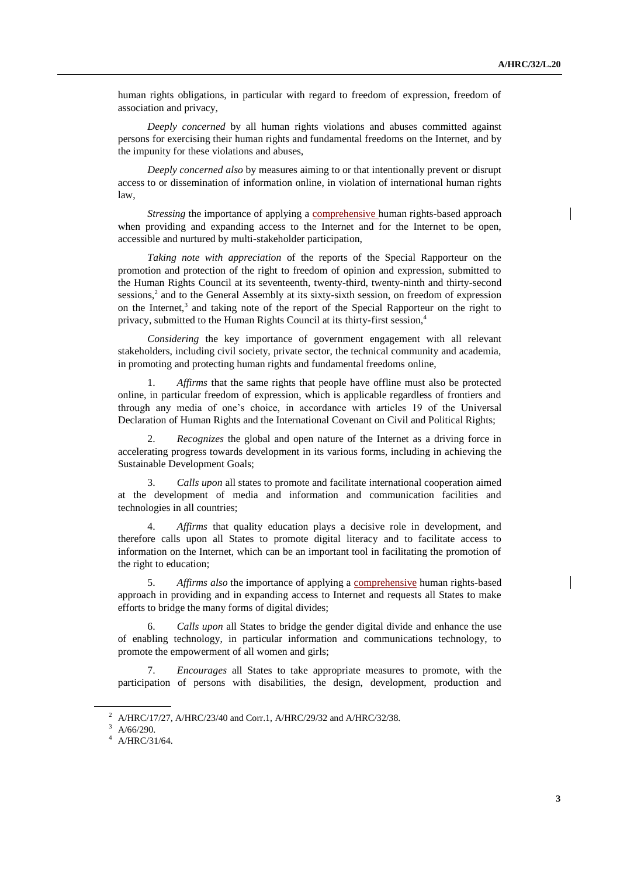human rights obligations, in particular with regard to freedom of expression, freedom of association and privacy,

*Deeply concerned* by all human rights violations and abuses committed against persons for exercising their human rights and fundamental freedoms on the Internet, and by the impunity for these violations and abuses,

*Deeply concerned also* by measures aiming to or that intentionally prevent or disrupt access to or dissemination of information online, in violation of international human rights law,

*Stressing* the importance of applying a comprehensive human rights-based approach when providing and expanding access to the Internet and for the Internet to be open, accessible and nurtured by multi-stakeholder participation,

*Taking note with appreciation* of the reports of the Special Rapporteur on the promotion and protection of the right to freedom of opinion and expression, submitted to the Human Rights Council at its seventeenth, twenty-third, twenty-ninth and thirty-second sessions,[2] and to the General Assembly at its sixty-sixth session, on freedom of expression on the Internet,[3] and taking note of the report of the Special Rapporteur on the right to privacy, submitted to the Human Rights Council at its thirty-first session,[4]

*Considering* the key importance of government engagement with all relevant stakeholders, including civil society, private sector, the technical community and academia, in promoting and protecting human rights and fundamental freedoms online,

1. *Affirms* that the same rights that people have offline must also be protected online, in particular freedom of expression, which is applicable regardless of frontiers and through any media of one's choice, in accordance with articles 19 of the Universal Declaration of Human Rights and the International Covenant on Civil and Political Rights;

2. *Recognizes* the global and open nature of the Internet as a driving force in accelerating progress towards development in its various forms, including in achieving the Sustainable Development Goals;

3. *Calls upon* all states to promote and facilitate international cooperation aimed at the development of media and information and communication facilities and technologies in all countries;

4. *Affirms* that quality education plays a decisive role in development, and therefore calls upon all States to promote digital literacy and to facilitate access to information on the Internet, which can be an important tool in facilitating the promotion of the right to education;

5. *Affirms also* the importance of applying a comprehensive human rights-based approach in providing and in expanding access to Internet and requests all States to make efforts to bridge the many forms of digital divides;

6. *Calls upon* all States to bridge the gender digital divide and enhance the use of enabling technology, in particular information and communications technology, to promote the empowerment of all women and girls;

7. *Encourages* all States to take appropriate measures to promote, with the participation of persons with disabilities, the design, development, production and

---

[2] A/HRC/17/27, A/HRC/23/40 and Corr.1, A/HRC/29/32 and A/HRC/32/38.

[3] A/66/290.

[4] A/HRC/31/64.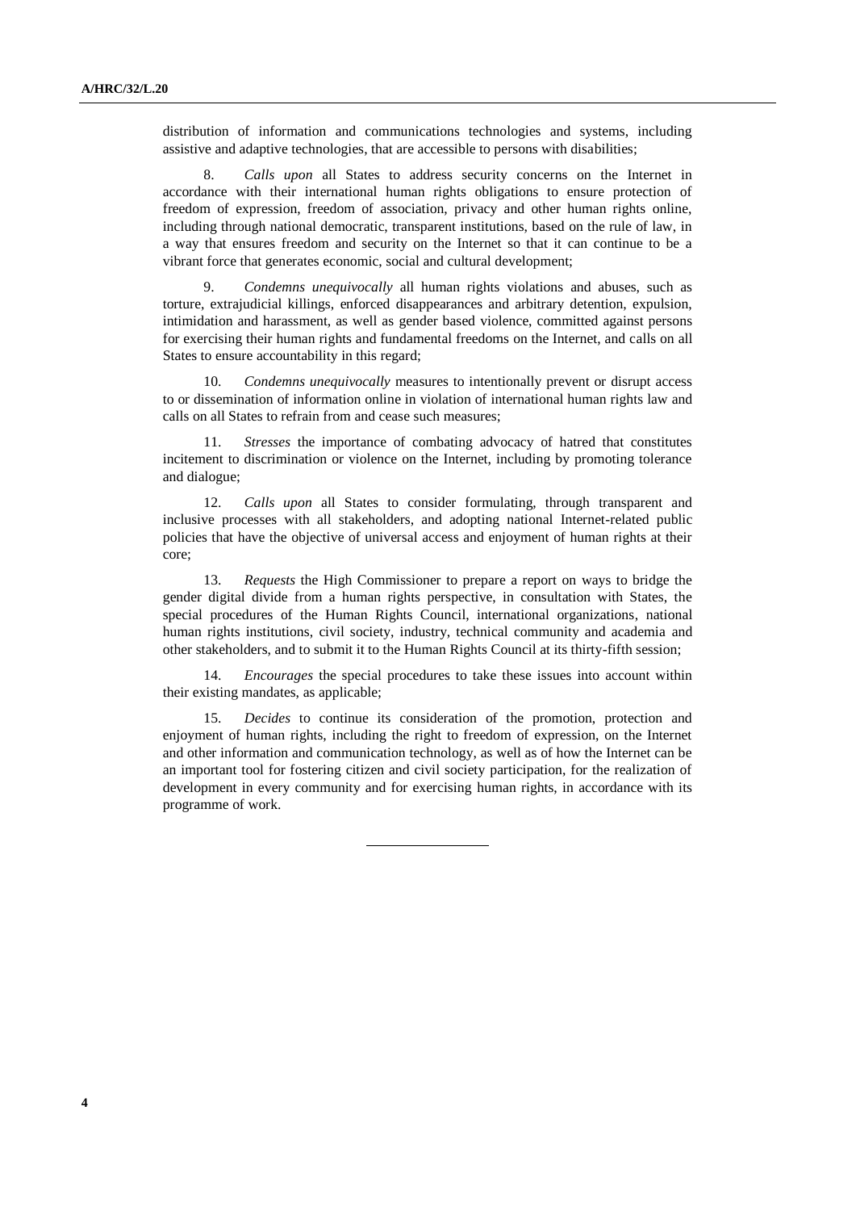distribution of information and communications technologies and systems, including assistive and adaptive technologies, that are accessible to persons with disabilities;

8. *Calls upon* all States to address security concerns on the Internet in accordance with their international human rights obligations to ensure protection of freedom of expression, freedom of association, privacy and other human rights online, including through national democratic, transparent institutions, based on the rule of law, in a way that ensures freedom and security on the Internet so that it can continue to be a vibrant force that generates economic, social and cultural development;

9. *Condemns unequivocally* all human rights violations and abuses, such as torture, extrajudicial killings, enforced disappearances and arbitrary detention, expulsion, intimidation and harassment, as well as gender based violence, committed against persons for exercising their human rights and fundamental freedoms on the Internet, and calls on all States to ensure accountability in this regard;

10. *Condemns unequivocally* measures to intentionally prevent or disrupt access to or dissemination of information online in violation of international human rights law and calls on all States to refrain from and cease such measures;

11. *Stresses* the importance of combating advocacy of hatred that constitutes incitement to discrimination or violence on the Internet, including by promoting tolerance and dialogue;

12. *Calls upon* all States to consider formulating, through transparent and inclusive processes with all stakeholders, and adopting national Internet-related public policies that have the objective of universal access and enjoyment of human rights at their core;

13. *Requests* the High Commissioner to prepare a report on ways to bridge the gender digital divide from a human rights perspective, in consultation with States, the special procedures of the Human Rights Council, international organizations, national human rights institutions, civil society, industry, technical community and academia and other stakeholders, and to submit it to the Human Rights Council at its thirty-fifth session;

14. *Encourages* the special procedures to take these issues into account within their existing mandates, as applicable;

15. *Decides* to continue its consideration of the promotion, protection and enjoyment of human rights, including the right to freedom of expression, on the Internet and other information and communication technology, as well as of how the Internet can be an important tool for fostering citizen and civil society participation, for the realization of development in every community and for exercising human rights, in accordance with its programme of work.